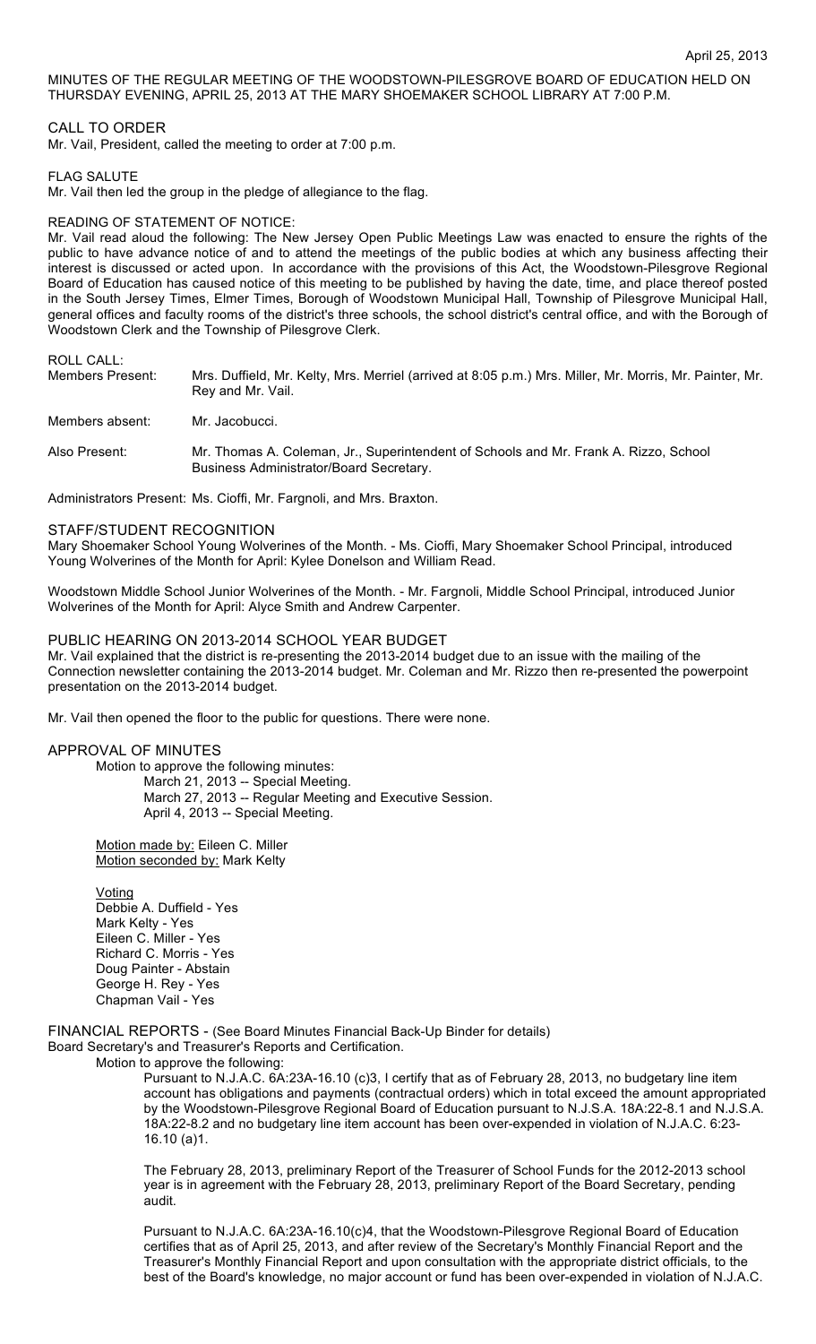April 25, 2013

MINUTES OF THE REGULAR MEETING OF THE WOODSTOWN-PILESGROVE BOARD OF EDUCATION HELD ON THURSDAY EVENING, APRIL 25, 2013 AT THE MARY SHOEMAKER SCHOOL LIBRARY AT 7:00 P.M.

## CALL TO ORDER

Mr. Vail, President, called the meeting to order at 7:00 p.m.

## FLAG SALUTE

Mr. Vail then led the group in the pledge of allegiance to the flag.

## READING OF STATEMENT OF NOTICE:

Mr. Vail read aloud the following: The New Jersey Open Public Meetings Law was enacted to ensure the rights of the public to have advance notice of and to attend the meetings of the public bodies at which any business affecting their interest is discussed or acted upon. In accordance with the provisions of this Act, the Woodstown-Pilesgrove Regional Board of Education has caused notice of this meeting to be published by having the date, time, and place thereof posted in the South Jersey Times, Elmer Times, Borough of Woodstown Municipal Hall, Township of Pilesgrove Municipal Hall, general offices and faculty rooms of the district's three schools, the school district's central office, and with the Borough of Woodstown Clerk and the Township of Pilesgrove Clerk.

## ROLL CALL:

Members Present: Mrs. Duffield, Mr. Kelty, Mrs. Merriel (arrived at 8:05 p.m.) Mrs. Miller, Mr. Morris, Mr. Painter, Mr. Rey and Mr. Vail.

Members absent: Mr. Jacobucci.

Also Present: Mr. Thomas A. Coleman, Jr., Superintendent of Schools and Mr. Frank A. Rizzo, School Business Administrator/Board Secretary.

Administrators Present: Ms. Cioffi, Mr. Fargnoli, and Mrs. Braxton.

## STAFF/STUDENT RECOGNITION

Mary Shoemaker School Young Wolverines of the Month. - Ms. Cioffi, Mary Shoemaker School Principal, introduced Young Wolverines of the Month for April: Kylee Donelson and William Read.

Woodstown Middle School Junior Wolverines of the Month. - Mr. Fargnoli, Middle School Principal, introduced Junior Wolverines of the Month for April: Alyce Smith and Andrew Carpenter.

## PUBLIC HEARING ON 2013-2014 SCHOOL YEAR BUDGET

Mr. Vail explained that the district is re-presenting the 2013-2014 budget due to an issue with the mailing of the Connection newsletter containing the 2013-2014 budget. Mr. Coleman and Mr. Rizzo then re-presented the powerpoint presentation on the 2013-2014 budget.

Mr. Vail then opened the floor to the public for questions. There were none.

## APPROVAL OF MINUTES

Motion to approve the following minutes:

March 21, 2013 -- Special Meeting.
March 27, 2013 -- Regular Meeting and Executive Session.
April 4, 2013 -- Special Meeting.

Motion made by: Eileen C. Miller
Motion seconded by: Mark Kelty

Voting
Debbie A. Duffield - Yes
Mark Kelty - Yes
Eileen C. Miller - Yes
Richard C. Morris - Yes
Doug Painter - Abstain
George H. Rey - Yes
Chapman Vail - Yes

## FINANCIAL REPORTS - (See Board Minutes Financial Back-Up Binder for details)

Board Secretary's and Treasurer's Reports and Certification.

Motion to approve the following:

Pursuant to N.J.A.C. 6A:23A-16.10 (c)3, I certify that as of February 28, 2013, no budgetary line item account has obligations and payments (contractual orders) which in total exceed the amount appropriated by the Woodstown-Pilesgrove Regional Board of Education pursuant to N.J.S.A. 18A:22-8.1 and N.J.S.A. 18A:22-8.2 and no budgetary line item account has been over-expended in violation of N.J.A.C. 6:23-16.10 (a)1.

The February 28, 2013, preliminary Report of the Treasurer of School Funds for the 2012-2013 school year is in agreement with the February 28, 2013, preliminary Report of the Board Secretary, pending audit.

Pursuant to N.J.A.C. 6A:23A-16.10(c)4, that the Woodstown-Pilesgrove Regional Board of Education certifies that as of April 25, 2013, and after review of the Secretary's Monthly Financial Report and the Treasurer's Monthly Financial Report and upon consultation with the appropriate district officials, to the best of the Board's knowledge, no major account or fund has been over-expended in violation of N.J.A.C.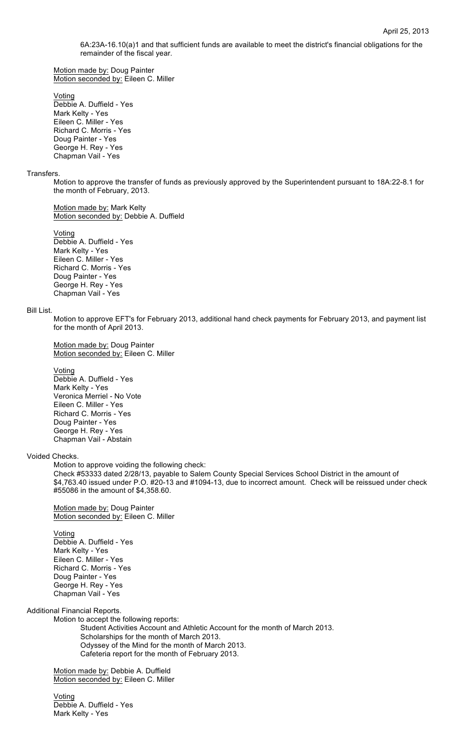6A:23A-16.10(a)1 and that sufficient funds are available to meet the district's financial obligations for the remainder of the fiscal year.

Motion made by: Doug Painter
Motion seconded by: Eileen C. Miller

Voting
Debbie A. Duffield - Yes
Mark Kelty - Yes
Eileen C. Miller - Yes
Richard C. Morris - Yes
Doug Painter - Yes
George H. Rey - Yes
Chapman Vail - Yes

Transfers.

Motion to approve the transfer of funds as previously approved by the Superintendent pursuant to 18A:22-8.1 for the month of February, 2013.

Motion made by: Mark Kelty
Motion seconded by: Debbie A. Duffield

Voting
Debbie A. Duffield - Yes
Mark Kelty - Yes
Eileen C. Miller - Yes
Richard C. Morris - Yes
Doug Painter - Yes
George H. Rey - Yes
Chapman Vail - Yes

Bill List.

Motion to approve EFT's for February 2013, additional hand check payments for February 2013, and payment list for the month of April 2013.

Motion made by: Doug Painter
Motion seconded by: Eileen C. Miller

Voting
Debbie A. Duffield - Yes
Mark Kelty - Yes
Veronica Merriel - No Vote
Eileen C. Miller - Yes
Richard C. Morris - Yes
Doug Painter - Yes
George H. Rey - Yes
Chapman Vail - Abstain

Voided Checks.

Motion to approve voiding the following check:
Check #53333 dated 2/28/13, payable to Salem County Special Services School District in the amount of $4,763.40 issued under P.O. #20-13 and #1094-13, due to incorrect amount. Check will be reissued under check #55086 in the amount of $4,358.60.

Motion made by: Doug Painter
Motion seconded by: Eileen C. Miller

Voting
Debbie A. Duffield - Yes
Mark Kelty - Yes
Eileen C. Miller - Yes
Richard C. Morris - Yes
Doug Painter - Yes
George H. Rey - Yes
Chapman Vail - Yes

Additional Financial Reports.

Motion to accept the following reports:
Student Activities Account and Athletic Account for the month of March 2013.
Scholarships for the month of March 2013.
Odyssey of the Mind for the month of March 2013.
Cafeteria report for the month of February 2013.

Motion made by: Debbie A. Duffield
Motion seconded by: Eileen C. Miller

Voting
Debbie A. Duffield - Yes
Mark Kelty - Yes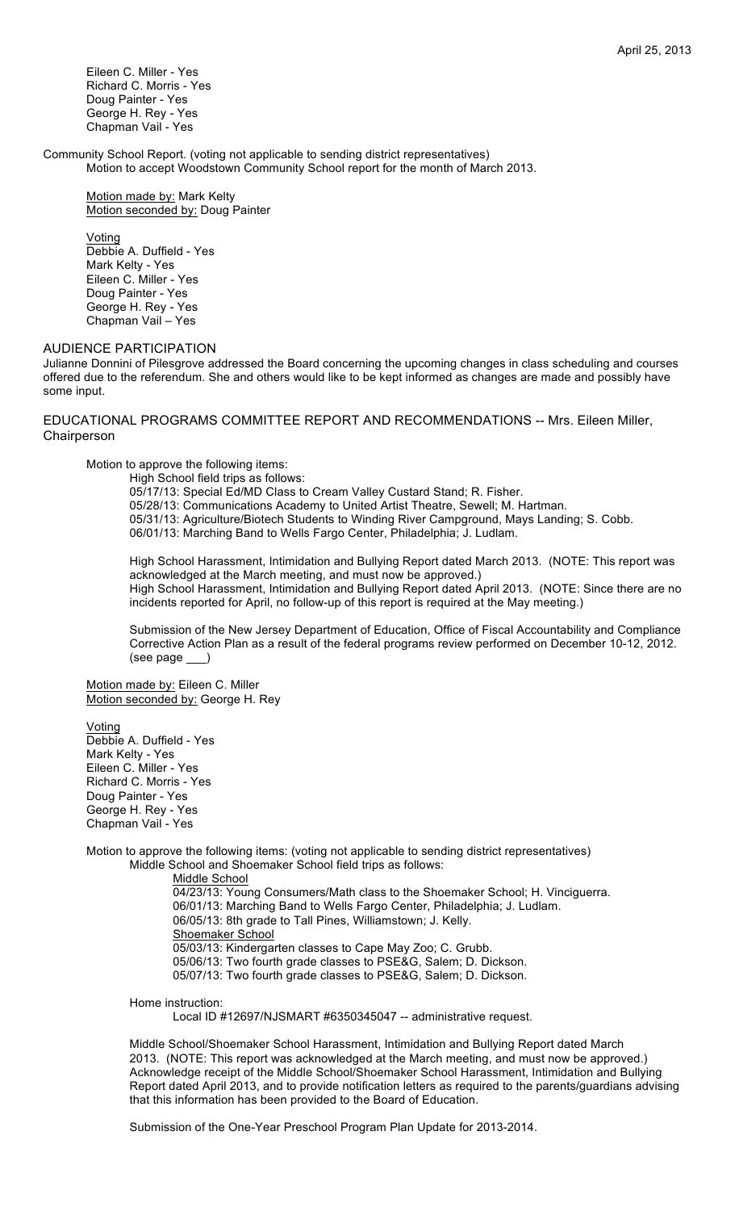Eileen C. Miller - Yes
Richard C. Morris - Yes
Doug Painter - Yes
George H. Rey - Yes
Chapman Vail - Yes

Community School Report. (voting not applicable to sending district representatives)
Motion to accept Woodstown Community School report for the month of March 2013.

Motion made by: Mark Kelty
Motion seconded by: Doug Painter

Voting
Debbie A. Duffield - Yes
Mark Kelty - Yes
Eileen C. Miller - Yes
Doug Painter - Yes
George H. Rey - Yes
Chapman Vail – Yes

## AUDIENCE PARTICIPATION

Julianne Donnini of Pilesgrove addressed the Board concerning the upcoming changes in class scheduling and courses offered due to the referendum. She and others would like to be kept informed as changes are made and possibly have some input.

## EDUCATIONAL PROGRAMS COMMITTEE REPORT AND RECOMMENDATIONS -- Mrs. Eileen Miller, Chairperson

Motion to approve the following items:

High School field trips as follows:
05/17/13: Special Ed/MD Class to Cream Valley Custard Stand; R. Fisher.
05/28/13: Communications Academy to United Artist Theatre, Sewell; M. Hartman.
05/31/13: Agriculture/Biotech Students to Winding River Campground, Mays Landing; S. Cobb.
06/01/13: Marching Band to Wells Fargo Center, Philadelphia; J. Ludlam.

High School Harassment, Intimidation and Bullying Report dated March 2013. (NOTE: This report was acknowledged at the March meeting, and must now be approved.)
High School Harassment, Intimidation and Bullying Report dated April 2013. (NOTE: Since there are no incidents reported for April, no follow-up of this report is required at the May meeting.)

Submission of the New Jersey Department of Education, Office of Fiscal Accountability and Compliance Corrective Action Plan as a result of the federal programs review performed on December 10-12, 2012. (see page ___)

Motion made by: Eileen C. Miller
Motion seconded by: George H. Rey

Voting
Debbie A. Duffield - Yes
Mark Kelty - Yes
Eileen C. Miller - Yes
Richard C. Morris - Yes
Doug Painter - Yes
George H. Rey - Yes
Chapman Vail - Yes

Motion to approve the following items: (voting not applicable to sending district representatives)

Middle School and Shoemaker School field trips as follows:

Middle School
04/23/13: Young Consumers/Math class to the Shoemaker School; H. Vinciguerra.
06/01/13: Marching Band to Wells Fargo Center, Philadelphia; J. Ludlam.
06/05/13: 8th grade to Tall Pines, Williamstown; J. Kelly.

Shoemaker School
05/03/13: Kindergarten classes to Cape May Zoo; C. Grubb.
05/06/13: Two fourth grade classes to PSE&G, Salem; D. Dickson.
05/07/13: Two fourth grade classes to PSE&G, Salem; D. Dickson.

Home instruction:
Local ID #12697/NJSMART #6350345047 -- administrative request.

Middle School/Shoemaker School Harassment, Intimidation and Bullying Report dated March 2013. (NOTE: This report was acknowledged at the March meeting, and must now be approved.)
Acknowledge receipt of the Middle School/Shoemaker School Harassment, Intimidation and Bullying Report dated April 2013, and to provide notification letters as required to the parents/guardians advising that this information has been provided to the Board of Education.

Submission of the One-Year Preschool Program Plan Update for 2013-2014.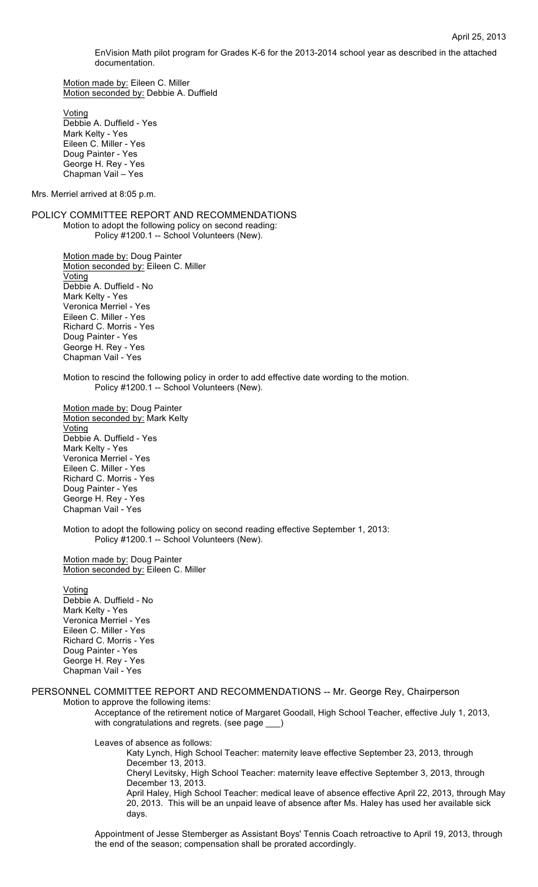EnVision Math pilot program for Grades K-6 for the 2013-2014 school year as described in the attached documentation.

Motion made by: Eileen C. Miller
Motion seconded by: Debbie A. Duffield

Voting
Debbie A. Duffield - Yes
Mark Kelty - Yes
Eileen C. Miller - Yes
Doug Painter - Yes
George H. Rey - Yes
Chapman Vail – Yes

Mrs. Merriel arrived at 8:05 p.m.

## POLICY COMMITTEE REPORT AND RECOMMENDATIONS

Motion to adopt the following policy on second reading:
Policy #1200.1 -- School Volunteers (New).

Motion made by: Doug Painter
Motion seconded by: Eileen C. Miller
Voting
Debbie A. Duffield - No
Mark Kelty - Yes
Veronica Merriel - Yes
Eileen C. Miller - Yes
Richard C. Morris - Yes
Doug Painter - Yes
George H. Rey - Yes
Chapman Vail - Yes

Motion to rescind the following policy in order to add effective date wording to the motion.
Policy #1200.1 -- School Volunteers (New).

Motion made by: Doug Painter
Motion seconded by: Mark Kelty
Voting
Debbie A. Duffield - Yes
Mark Kelty - Yes
Veronica Merriel - Yes
Eileen C. Miller - Yes
Richard C. Morris - Yes
Doug Painter - Yes
George H. Rey - Yes
Chapman Vail - Yes

Motion to adopt the following policy on second reading effective September 1, 2013:
Policy #1200.1 -- School Volunteers (New).

Motion made by: Doug Painter
Motion seconded by: Eileen C. Miller

Voting
Debbie A. Duffield - No
Mark Kelty - Yes
Veronica Merriel - Yes
Eileen C. Miller - Yes
Richard C. Morris - Yes
Doug Painter - Yes
George H. Rey - Yes
Chapman Vail - Yes

## PERSONNEL COMMITTEE REPORT AND RECOMMENDATIONS -- Mr. George Rey, Chairperson

Motion to approve the following items:

Acceptance of the retirement notice of Margaret Goodall, High School Teacher, effective July 1, 2013, with congratulations and regrets. (see page ___)

Leaves of absence as follows:

Katy Lynch, High School Teacher: maternity leave effective September 23, 2013, through December 13, 2013.
Cheryl Levitsky, High School Teacher: maternity leave effective September 3, 2013, through December 13, 2013.
April Haley, High School Teacher: medical leave of absence effective April 22, 2013, through May 20, 2013. This will be an unpaid leave of absence after Ms. Haley has used her available sick days.

Appointment of Jesse Stemberger as Assistant Boys' Tennis Coach retroactive to April 19, 2013, through the end of the season; compensation shall be prorated accordingly.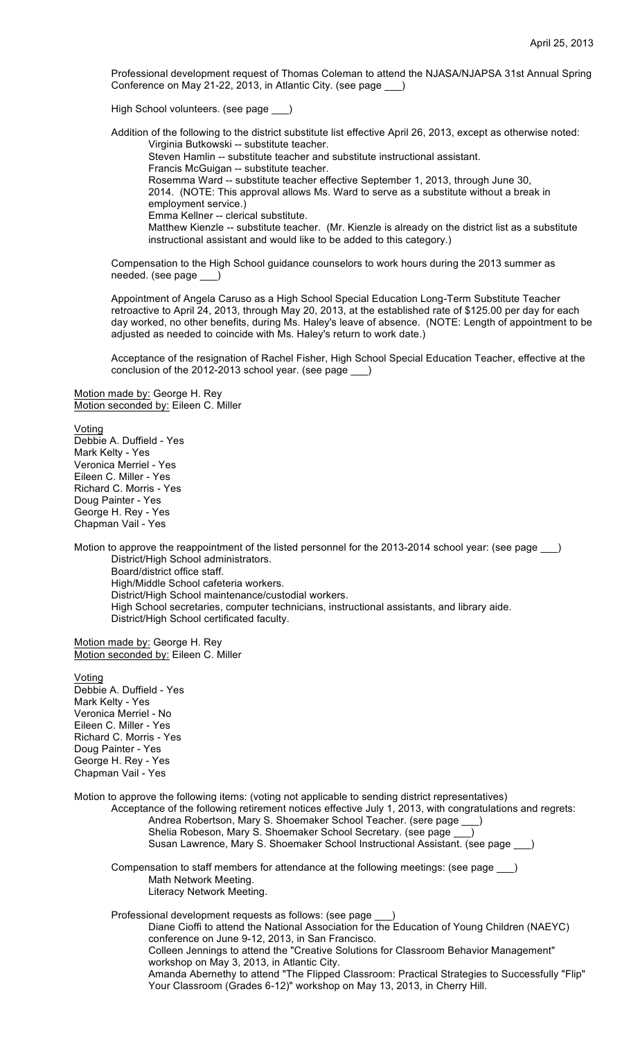Professional development request of Thomas Coleman to attend the NJASA/NJAPSA 31st Annual Spring Conference on May 21-22, 2013, in Atlantic City. (see page ___)

High School volunteers. (see page ___)

Addition of the following to the district substitute list effective April 26, 2013, except as otherwise noted:

- Virginia Butkowski -- substitute teacher.
- Steven Hamlin -- substitute teacher and substitute instructional assistant.
- Francis McGuigan -- substitute teacher.
- Rosemma Ward -- substitute teacher effective September 1, 2013, through June 30, 2014. (NOTE: This approval allows Ms. Ward to serve as a substitute without a break in employment service.)
- Emma Kellner -- clerical substitute.
- Matthew Kienzle -- substitute teacher. (Mr. Kienzle is already on the district list as a substitute instructional assistant and would like to be added to this category.)

Compensation to the High School guidance counselors to work hours during the 2013 summer as needed. (see page ___)

Appointment of Angela Caruso as a High School Special Education Long-Term Substitute Teacher retroactive to April 24, 2013, through May 20, 2013, at the established rate of $125.00 per day for each day worked, no other benefits, during Ms. Haley's leave of absence. (NOTE: Length of appointment to be adjusted as needed to coincide with Ms. Haley's return to work date.)

Acceptance of the resignation of Rachel Fisher, High School Special Education Teacher, effective at the conclusion of the 2012-2013 school year. (see page ___)

Motion made by: George H. Rey
Motion seconded by: Eileen C. Miller

Voting
Debbie A. Duffield - Yes
Mark Kelty - Yes
Veronica Merriel - Yes
Eileen C. Miller - Yes
Richard C. Morris - Yes
Doug Painter - Yes
George H. Rey - Yes
Chapman Vail - Yes

Motion to approve the reappointment of the listed personnel for the 2013-2014 school year: (see page ___)

- District/High School administrators.
- Board/district office staff.
- High/Middle School cafeteria workers.
- District/High School maintenance/custodial workers.
- High School secretaries, computer technicians, instructional assistants, and library aide.
- District/High School certificated faculty.

Motion made by: George H. Rey
Motion seconded by: Eileen C. Miller

Voting
Debbie A. Duffield - Yes
Mark Kelty - Yes
Veronica Merriel - No
Eileen C. Miller - Yes
Richard C. Morris - Yes
Doug Painter - Yes
George H. Rey - Yes
Chapman Vail - Yes

Motion to approve the following items: (voting not applicable to sending district representatives)

Acceptance of the following retirement notices effective July 1, 2013, with congratulations and regrets:

- Andrea Robertson, Mary S. Shoemaker School Teacher. (sere page ___)
- Shelia Robeson, Mary S. Shoemaker School Secretary. (see page ___)
- Susan Lawrence, Mary S. Shoemaker School Instructional Assistant. (see page ___)

Compensation to staff members for attendance at the following meetings: (see page ___)

- Math Network Meeting.
- Literacy Network Meeting.

Professional development requests as follows: (see page ___)

- Diane Cioffi to attend the National Association for the Education of Young Children (NAEYC) conference on June 9-12, 2013, in San Francisco.
- Colleen Jennings to attend the "Creative Solutions for Classroom Behavior Management" workshop on May 3, 2013, in Atlantic City.
- Amanda Abernethy to attend "The Flipped Classroom: Practical Strategies to Successfully "Flip" Your Classroom (Grades 6-12)" workshop on May 13, 2013, in Cherry Hill.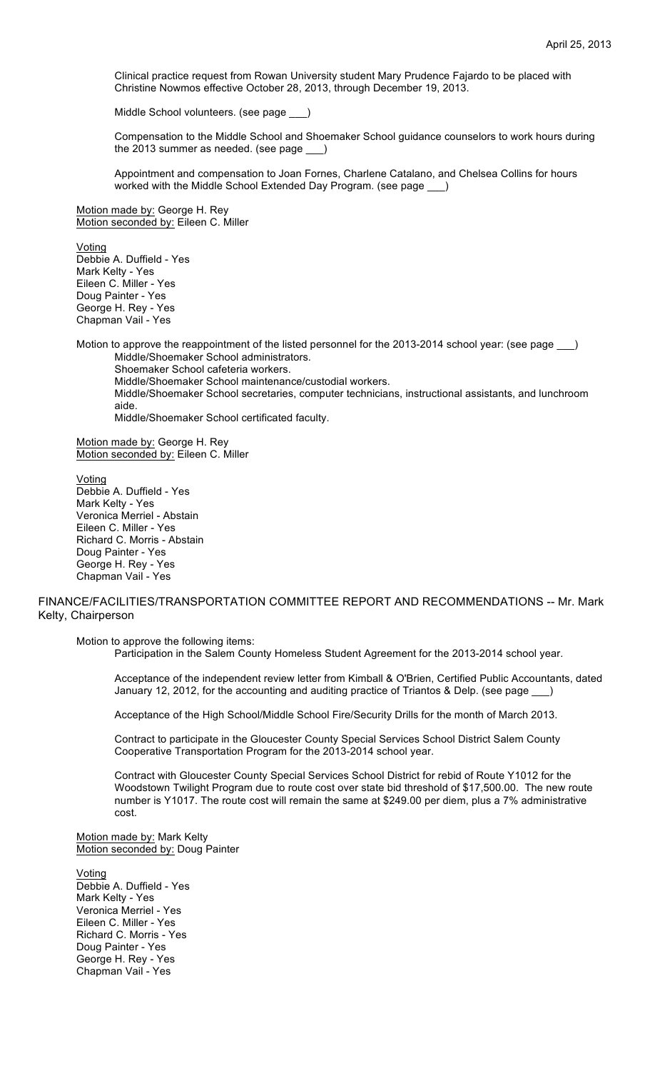Clinical practice request from Rowan University student Mary Prudence Fajardo to be placed with Christine Nowmos effective October 28, 2013, through December 19, 2013.

Middle School volunteers. (see page ___)

Compensation to the Middle School and Shoemaker School guidance counselors to work hours during the 2013 summer as needed. (see page ___)

Appointment and compensation to Joan Fornes, Charlene Catalano, and Chelsea Collins for hours worked with the Middle School Extended Day Program. (see page ___)

Motion made by: George H. Rey
Motion seconded by: Eileen C. Miller

Voting
Debbie A. Duffield - Yes
Mark Kelty - Yes
Eileen C. Miller - Yes
Doug Painter - Yes
George H. Rey - Yes
Chapman Vail - Yes

Motion to approve the reappointment of the listed personnel for the 2013-2014 school year: (see page ___)

Middle/Shoemaker School administrators.
Shoemaker School cafeteria workers.
Middle/Shoemaker School maintenance/custodial workers.
Middle/Shoemaker School secretaries, computer technicians, instructional assistants, and lunchroom aide.
Middle/Shoemaker School certificated faculty.

Motion made by: George H. Rey
Motion seconded by: Eileen C. Miller

Voting
Debbie A. Duffield - Yes
Mark Kelty - Yes
Veronica Merriel - Abstain
Eileen C. Miller - Yes
Richard C. Morris - Abstain
Doug Painter - Yes
George H. Rey - Yes
Chapman Vail - Yes

## FINANCE/FACILITIES/TRANSPORTATION COMMITTEE REPORT AND RECOMMENDATIONS -- Mr. Mark Kelty, Chairperson

Motion to approve the following items:

Participation in the Salem County Homeless Student Agreement for the 2013-2014 school year.

Acceptance of the independent review letter from Kimball & O'Brien, Certified Public Accountants, dated January 12, 2012, for the accounting and auditing practice of Triantos & Delp. (see page ___)

Acceptance of the High School/Middle School Fire/Security Drills for the month of March 2013.

Contract to participate in the Gloucester County Special Services School District Salem County Cooperative Transportation Program for the 2013-2014 school year.

Contract with Gloucester County Special Services School District for rebid of Route Y1012 for the Woodstown Twilight Program due to route cost over state bid threshold of $17,500.00. The new route number is Y1017. The route cost will remain the same at $249.00 per diem, plus a 7% administrative cost.

Motion made by: Mark Kelty
Motion seconded by: Doug Painter

Voting
Debbie A. Duffield - Yes
Mark Kelty - Yes
Veronica Merriel - Yes
Eileen C. Miller - Yes
Richard C. Morris - Yes
Doug Painter - Yes
George H. Rey - Yes
Chapman Vail - Yes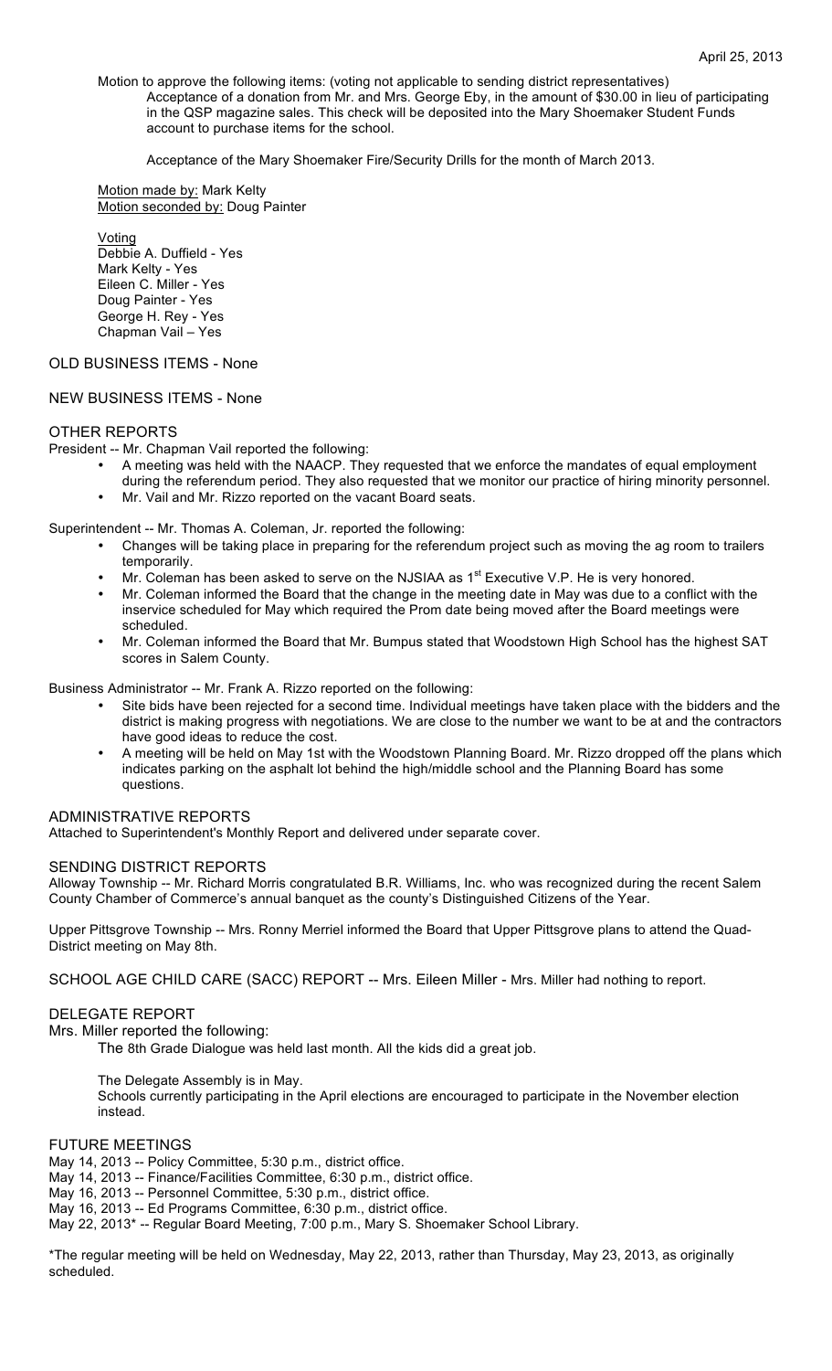April 25, 2013

Motion to approve the following items: (voting not applicable to sending district representatives)

Acceptance of a donation from Mr. and Mrs. George Eby, in the amount of $30.00 in lieu of participating in the QSP magazine sales. This check will be deposited into the Mary Shoemaker Student Funds account to purchase items for the school.

Acceptance of the Mary Shoemaker Fire/Security Drills for the month of March 2013.

Motion made by: Mark Kelty
Motion seconded by: Doug Painter

Voting
Debbie A. Duffield - Yes
Mark Kelty - Yes
Eileen C. Miller - Yes
Doug Painter - Yes
George H. Rey - Yes
Chapman Vail – Yes

## OLD BUSINESS ITEMS - None

## NEW BUSINESS ITEMS - None

## OTHER REPORTS

President -- Mr. Chapman Vail reported the following:

- A meeting was held with the NAACP. They requested that we enforce the mandates of equal employment during the referendum period. They also requested that we monitor our practice of hiring minority personnel.
- Mr. Vail and Mr. Rizzo reported on the vacant Board seats.

Superintendent -- Mr. Thomas A. Coleman, Jr. reported the following:

- Changes will be taking place in preparing for the referendum project such as moving the ag room to trailers temporarily.
- Mr. Coleman has been asked to serve on the NJSIAA as 1st Executive V.P. He is very honored.
- Mr. Coleman informed the Board that the change in the meeting date in May was due to a conflict with the inservice scheduled for May which required the Prom date being moved after the Board meetings were scheduled.
- Mr. Coleman informed the Board that Mr. Bumpus stated that Woodstown High School has the highest SAT scores in Salem County.

Business Administrator -- Mr. Frank A. Rizzo reported on the following:

- Site bids have been rejected for a second time. Individual meetings have taken place with the bidders and the district is making progress with negotiations. We are close to the number we want to be at and the contractors have good ideas to reduce the cost.
- A meeting will be held on May 1st with the Woodstown Planning Board. Mr. Rizzo dropped off the plans which indicates parking on the asphalt lot behind the high/middle school and the Planning Board has some questions.

## ADMINISTRATIVE REPORTS

Attached to Superintendent's Monthly Report and delivered under separate cover.

## SENDING DISTRICT REPORTS

Alloway Township -- Mr. Richard Morris congratulated B.R. Williams, Inc. who was recognized during the recent Salem County Chamber of Commerce's annual banquet as the county's Distinguished Citizens of the Year.

Upper Pittsgrove Township -- Mrs. Ronny Merriel informed the Board that Upper Pittsgrove plans to attend the Quad-District meeting on May 8th.

## SCHOOL AGE CHILD CARE (SACC) REPORT -- Mrs. Eileen Miller - Mrs. Miller had nothing to report.

## DELEGATE REPORT

Mrs. Miller reported the following:

The 8th Grade Dialogue was held last month. All the kids did a great job.

The Delegate Assembly is in May.
Schools currently participating in the April elections are encouraged to participate in the November election instead.

## FUTURE MEETINGS

May 14, 2013 -- Policy Committee, 5:30 p.m., district office.
May 14, 2013 -- Finance/Facilities Committee, 6:30 p.m., district office.
May 16, 2013 -- Personnel Committee, 5:30 p.m., district office.
May 16, 2013 -- Ed Programs Committee, 6:30 p.m., district office.
May 22, 2013* -- Regular Board Meeting, 7:00 p.m., Mary S. Shoemaker School Library.

*The regular meeting will be held on Wednesday, May 22, 2013, rather than Thursday, May 23, 2013, as originally scheduled.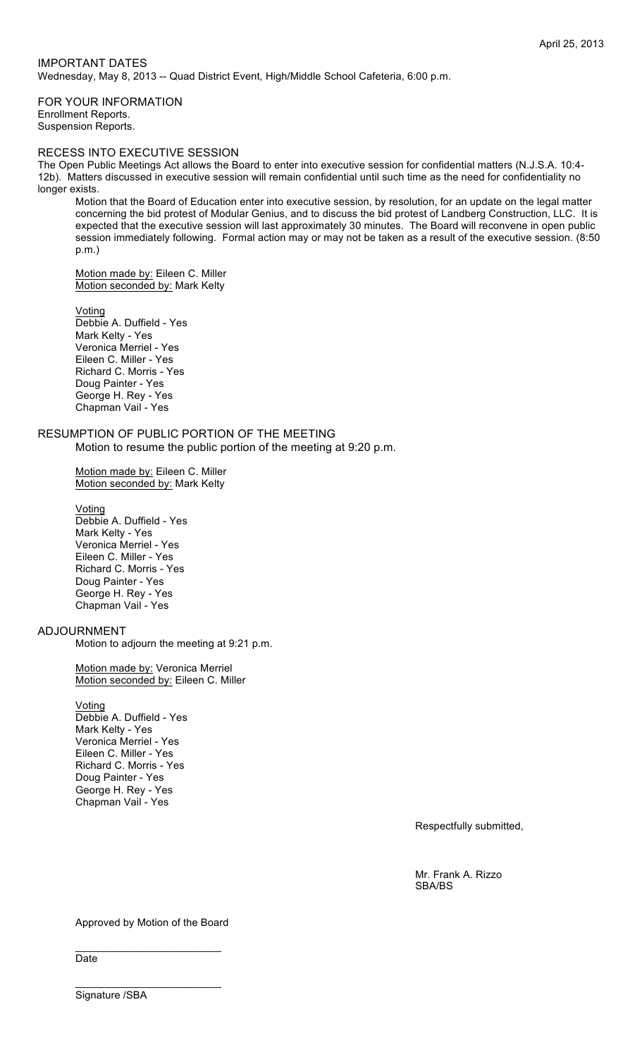## IMPORTANT DATES

Wednesday, May 8, 2013 -- Quad District Event, High/Middle School Cafeteria, 6:00 p.m.

## FOR YOUR INFORMATION

Enrollment Reports.
Suspension Reports.

## RECESS INTO EXECUTIVE SESSION

The Open Public Meetings Act allows the Board to enter into executive session for confidential matters (N.J.S.A. 10:4-12b). Matters discussed in executive session will remain confidential until such time as the need for confidentiality no longer exists.

Motion that the Board of Education enter into executive session, by resolution, for an update on the legal matter concerning the bid protest of Modular Genius, and to discuss the bid protest of Landberg Construction, LLC. It is expected that the executive session will last approximately 30 minutes. The Board will reconvene in open public session immediately following. Formal action may or may not be taken as a result of the executive session. (8:50 p.m.)

Motion made by: Eileen C. Miller
Motion seconded by: Mark Kelty

Voting
Debbie A. Duffield - Yes
Mark Kelty - Yes
Veronica Merriel - Yes
Eileen C. Miller - Yes
Richard C. Morris - Yes
Doug Painter - Yes
George H. Rey - Yes
Chapman Vail - Yes

## RESUMPTION OF PUBLIC PORTION OF THE MEETING

Motion to resume the public portion of the meeting at 9:20 p.m.

Motion made by: Eileen C. Miller
Motion seconded by: Mark Kelty

Voting
Debbie A. Duffield - Yes
Mark Kelty - Yes
Veronica Merriel - Yes
Eileen C. Miller - Yes
Richard C. Morris - Yes
Doug Painter - Yes
George H. Rey - Yes
Chapman Vail - Yes

## ADJOURNMENT

Motion to adjourn the meeting at 9:21 p.m.

Motion made by: Veronica Merriel
Motion seconded by: Eileen C. Miller

Voting
Debbie A. Duffield - Yes
Mark Kelty - Yes
Veronica Merriel - Yes
Eileen C. Miller - Yes
Richard C. Morris - Yes
Doug Painter - Yes
George H. Rey - Yes
Chapman Vail - Yes

Respectfully submitted,

Mr. Frank A. Rizzo
SBA/BS

Approved by Motion of the Board

\_\_\_\_\_\_\_\_\_\_\_\_\_\_\_\_\_\_\_\_\_\_\_\_\_
Date

\_\_\_\_\_\_\_\_\_\_\_\_\_\_\_\_\_\_\_\_\_\_\_\_\_
Signature /SBA